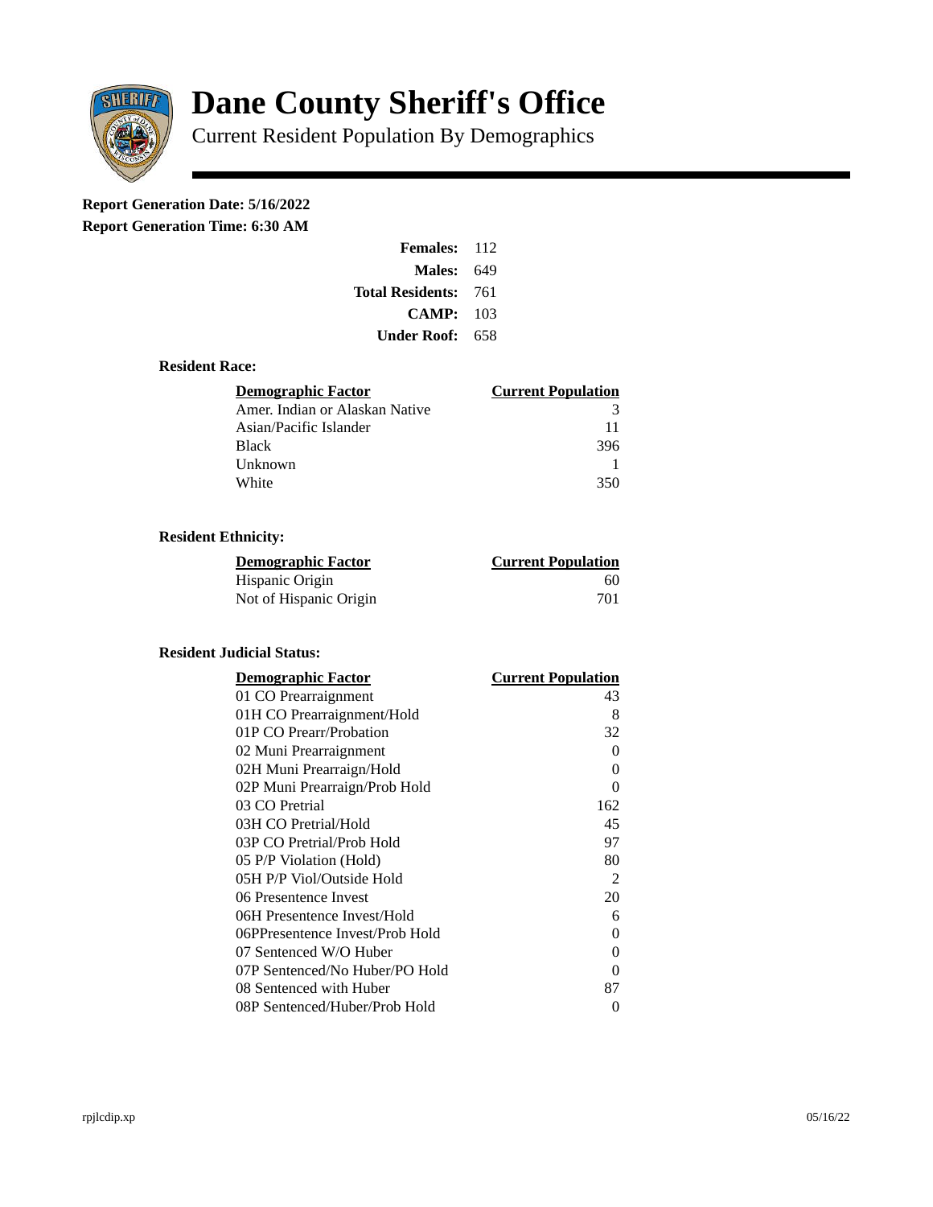# Dane County Sheriff's Office

## Current Resident Population By Demographics

**Report Generation Date: 5/16/2022**

**Report Generation Time: 6:30 AM**

| | |
|---|---|
| **Females:** | 112 |
| **Males:** | 649 |
| **Total Residents:** | 761 |
| **CAMP:** | 103 |
| **Under Roof:** | 658 |

### Resident Race:

| Demographic Factor | Current Population |
|---|---|
| Amer. Indian or Alaskan Native | 3 |
| Asian/Pacific Islander | 11 |
| Black | 396 |
| Unknown | 1 |
| White | 350 |

### Resident Ethnicity:

| Demographic Factor | Current Population |
|---|---|
| Hispanic Origin | 60 |
| Not of Hispanic Origin | 701 |

### Resident Judicial Status:

| Demographic Factor | Current Population |
|---|---|
| 01 CO Prearraignment | 43 |
| 01H CO Prearraignment/Hold | 8 |
| 01P CO Prearr/Probation | 32 |
| 02 Muni Prearraignment | 0 |
| 02H Muni Prearraign/Hold | 0 |
| 02P Muni Prearraign/Prob Hold | 0 |
| 03 CO Pretrial | 162 |
| 03H CO Pretrial/Hold | 45 |
| 03P CO Pretrial/Prob Hold | 97 |
| 05 P/P Violation (Hold) | 80 |
| 05H P/P Viol/Outside Hold | 2 |
| 06 Presentence Invest | 20 |
| 06H Presentence Invest/Hold | 6 |
| 06PPresentence Invest/Prob Hold | 0 |
| 07 Sentenced W/O Huber | 0 |
| 07P Sentenced/No Huber/PO Hold | 0 |
| 08 Sentenced with Huber | 87 |
| 08P Sentenced/Huber/Prob Hold | 0 |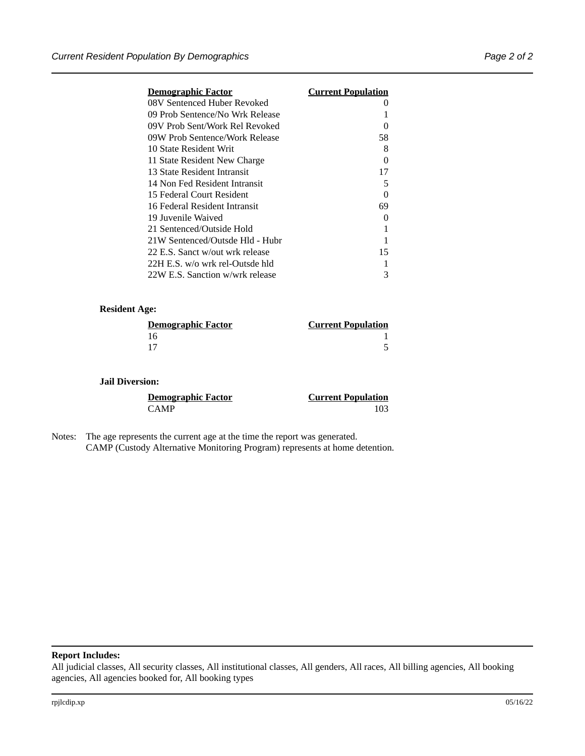| Demographic Factor | Current Population |
|---|---|
| 08V Sentenced Huber Revoked | 0 |
| 09 Prob Sentence/No Wrk Release | 1 |
| 09V Prob Sent/Work Rel Revoked | 0 |
| 09W Prob Sentence/Work Release | 58 |
| 10 State Resident Writ | 8 |
| 11 State Resident New Charge | 0 |
| 13 State Resident Intransit | 17 |
| 14 Non Fed Resident Intransit | 5 |
| 15 Federal Court Resident | 0 |
| 16 Federal Resident Intransit | 69 |
| 19 Juvenile Waived | 0 |
| 21 Sentenced/Outside Hold | 1 |
| 21W Sentenced/Outsde Hld - Hubr | 1 |
| 22 E.S. Sanct w/out wrk release | 15 |
| 22H E.S. w/o wrk rel-Outsde hld | 1 |
| 22W E.S. Sanction w/wrk release | 3 |

**Resident Age:**

| Demographic Factor | Current Population |
|---|---|
| 16 | 1 |
| 17 | 5 |

**Jail Diversion:**

| Demographic Factor | Current Population |
|---|---|
| CAMP | 103 |

Notes: The age represents the current age at the time the report was generated.
CAMP (Custody Alternative Monitoring Program) represents at home detention.

**Report Includes:**

All judicial classes, All security classes, All institutional classes, All genders, All races, All billing agencies, All booking agencies, All agencies booked for, All booking types

rpjlcdip.xp 05/16/22